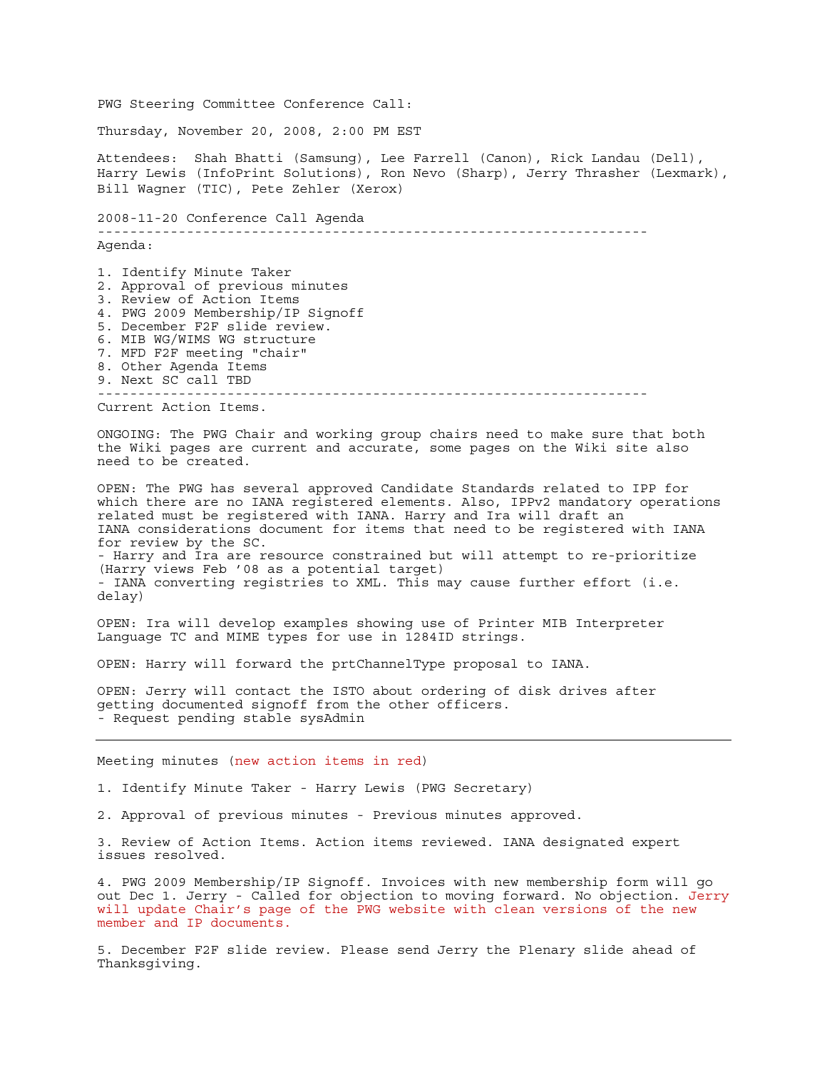PWG Steering Committee Conference Call:

Thursday, November 20, 2008, 2:00 PM EST

Attendees: Shah Bhatti (Samsung), Lee Farrell (Canon), Rick Landau (Dell), Harry Lewis (InfoPrint Solutions), Ron Nevo (Sharp), Jerry Thrasher (Lexmark), Bill Wagner (TIC), Pete Zehler (Xerox)

2008-11-20 Conference Call Agenda

---

Agenda:

1. Identify Minute Taker
2. Approval of previous minutes
3. Review of Action Items
4. PWG 2009 Membership/IP Signoff
5. December F2F slide review.
6. MIB WG/WIMS WG structure
7. MFD F2F meeting "chair"
8. Other Agenda Items
9. Next SC call TBD

---

Current Action Items.

ONGOING: The PWG Chair and working group chairs need to make sure that both the Wiki pages are current and accurate, some pages on the Wiki site also need to be created.

OPEN: The PWG has several approved Candidate Standards related to IPP for which there are no IANA registered elements. Also, IPPv2 mandatory operations related must be registered with IANA. Harry and Ira will draft an IANA considerations document for items that need to be registered with IANA for review by the SC.
- Harry and Ira are resource constrained but will attempt to re-prioritize (Harry views Feb '08 as a potential target)
- IANA converting registries to XML. This may cause further effort (i.e. delay)

OPEN: Ira will develop examples showing use of Printer MIB Interpreter Language TC and MIME types for use in 1284ID strings.

OPEN: Harry will forward the prtChannelType proposal to IANA.

OPEN: Jerry will contact the ISTO about ordering of disk drives after getting documented signoff from the other officers.
- Request pending stable sysAdmin

---

Meeting minutes (new action items in red)

1. Identify Minute Taker - Harry Lewis (PWG Secretary)

2. Approval of previous minutes - Previous minutes approved.

3. Review of Action Items. Action items reviewed. IANA designated expert issues resolved.

4. PWG 2009 Membership/IP Signoff. Invoices with new membership form will go out Dec 1. Jerry - Called for objection to moving forward. No objection. Jerry will update Chair's page of the PWG website with clean versions of the new member and IP documents.

5. December F2F slide review. Please send Jerry the Plenary slide ahead of Thanksgiving.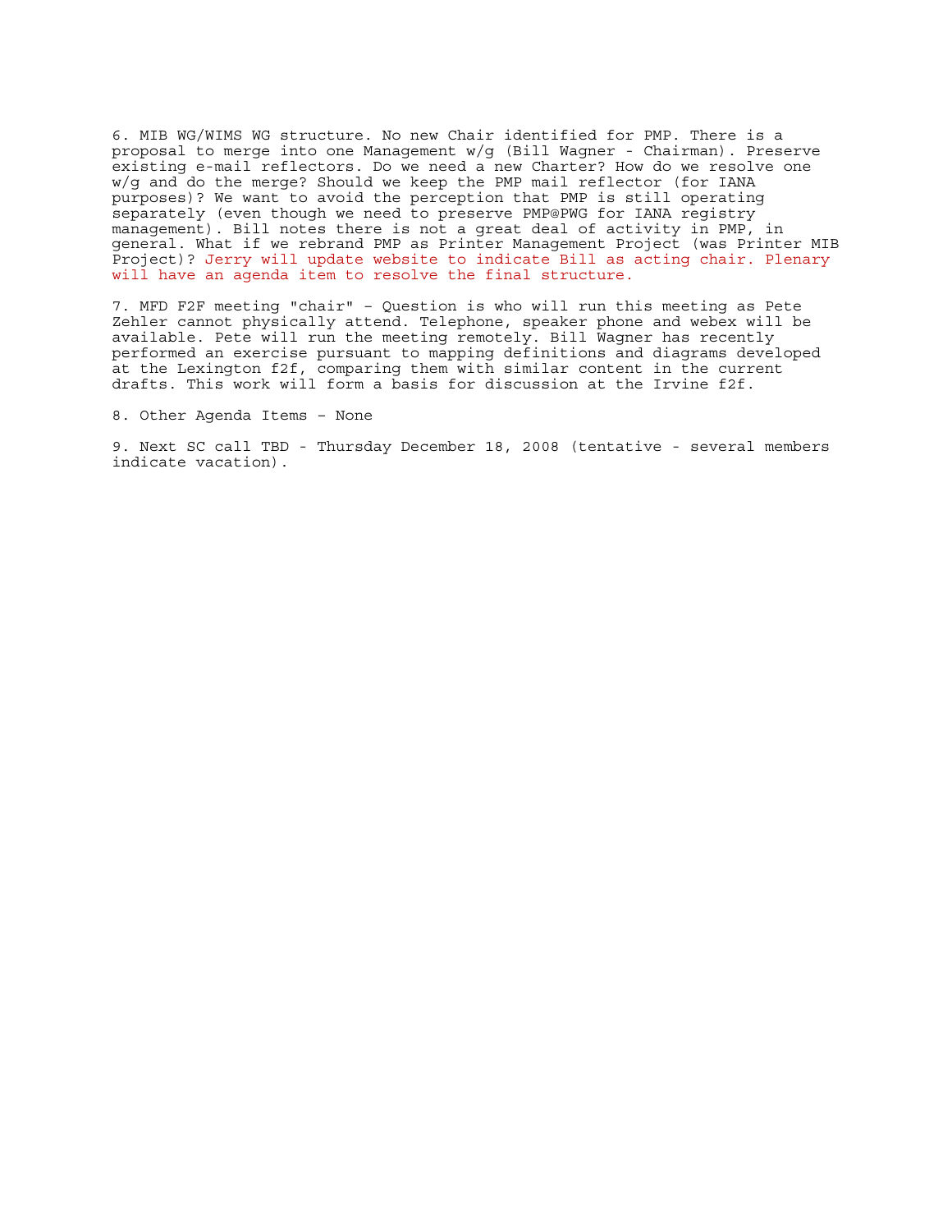6. MIB WG/WIMS WG structure. No new Chair identified for PMP. There is a proposal to merge into one Management w/g (Bill Wagner - Chairman). Preserve existing e-mail reflectors. Do we need a new Charter? How do we resolve one w/g and do the merge? Should we keep the PMP mail reflector (for IANA purposes)? We want to avoid the perception that PMP is still operating separately (even though we need to preserve PMP@PWG for IANA registry management). Bill notes there is not a great deal of activity in PMP, in general. What if we rebrand PMP as Printer Management Project (was Printer MIB Project)? Jerry will update website to indicate Bill as acting chair. Plenary will have an agenda item to resolve the final structure.

7. MFD F2F meeting "chair" – Question is who will run this meeting as Pete Zehler cannot physically attend. Telephone, speaker phone and webex will be available. Pete will run the meeting remotely. Bill Wagner has recently performed an exercise pursuant to mapping definitions and diagrams developed at the Lexington f2f, comparing them with similar content in the current drafts. This work will form a basis for discussion at the Irvine f2f.

8. Other Agenda Items – None

9. Next SC call TBD - Thursday December 18, 2008 (tentative - several members indicate vacation).